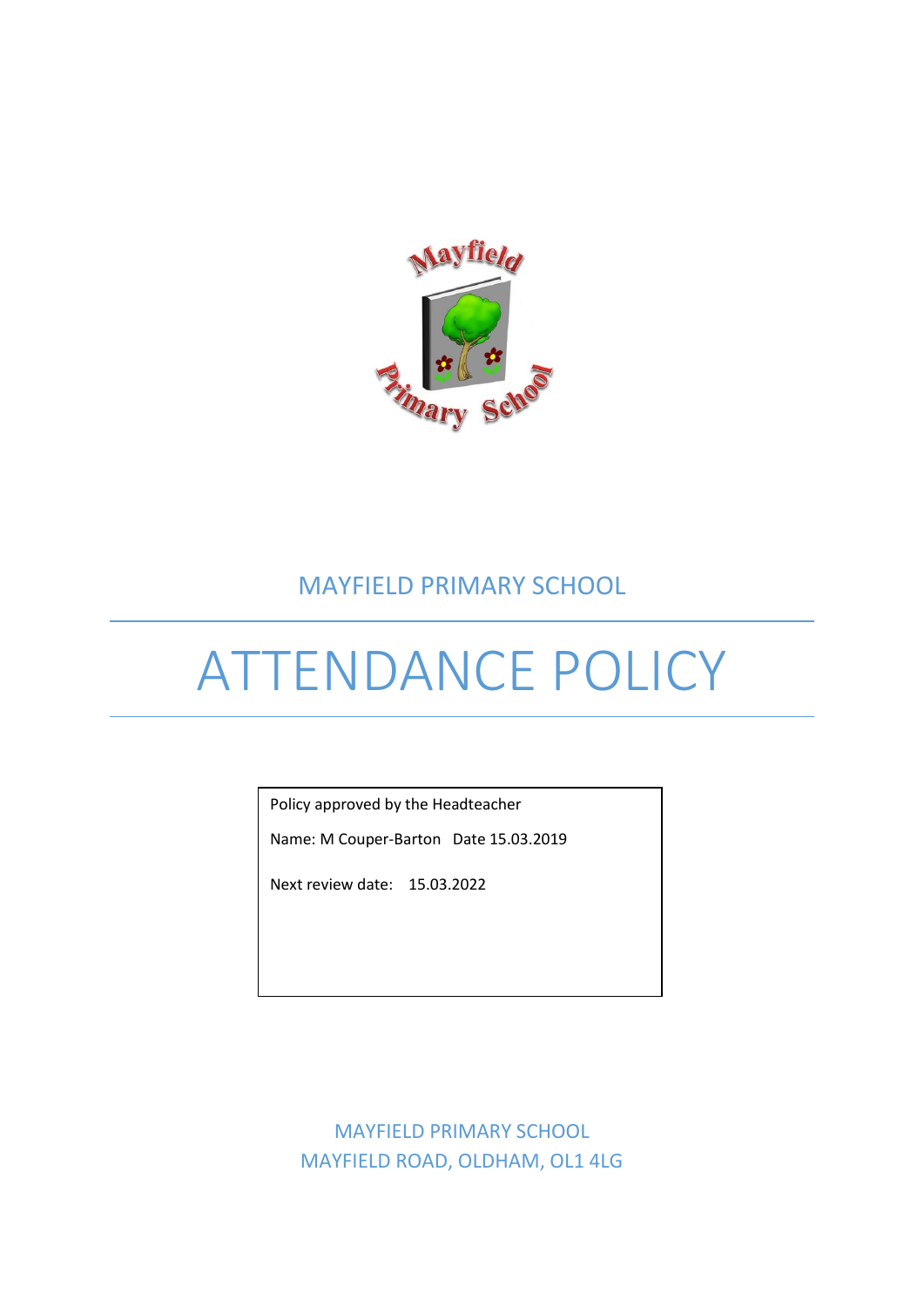MAYFIELD PRIMARY SCHOOL

# ATTENDANCE POLICY

Policy approved by the Headteacher

Name: M Couper-Barton   Date 15.03.2019

Next review date:   15.03.2022

MAYFIELD PRIMARY SCHOOL
MAYFIELD ROAD, OLDHAM, OL1 4LG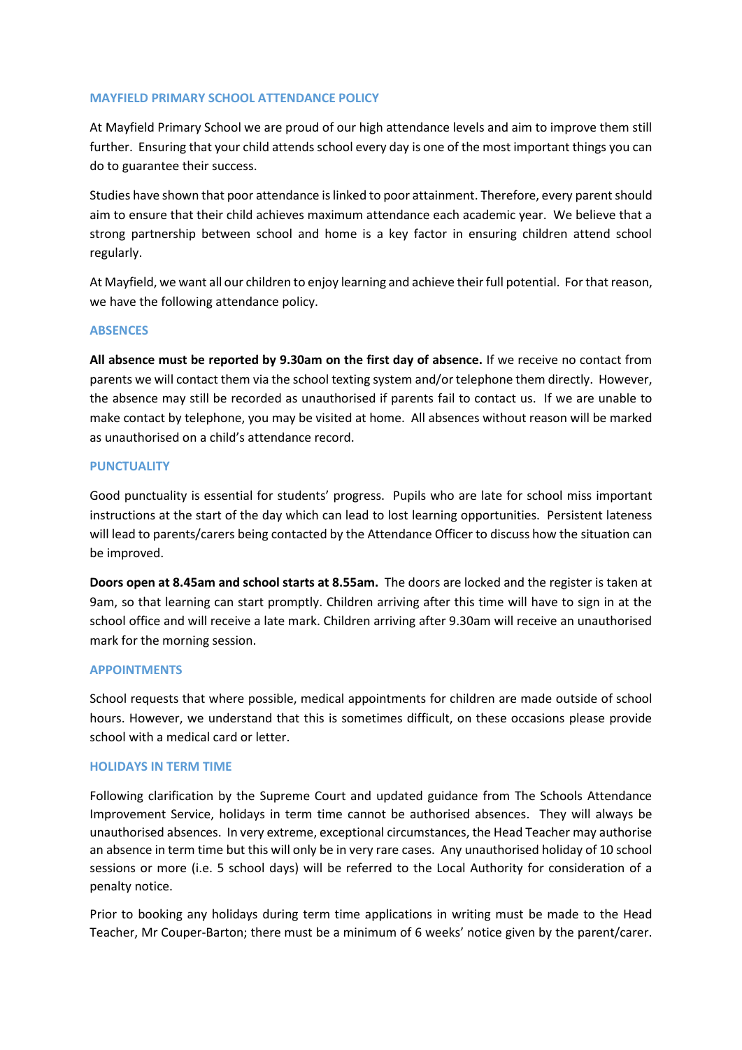## MAYFIELD PRIMARY SCHOOL ATTENDANCE POLICY

At Mayfield Primary School we are proud of our high attendance levels and aim to improve them still further. Ensuring that your child attends school every day is one of the most important things you can do to guarantee their success.

Studies have shown that poor attendance is linked to poor attainment. Therefore, every parent should aim to ensure that their child achieves maximum attendance each academic year. We believe that a strong partnership between school and home is a key factor in ensuring children attend school regularly.

At Mayfield, we want all our children to enjoy learning and achieve their full potential. For that reason, we have the following attendance policy.

### ABSENCES

**All absence must be reported by 9.30am on the first day of absence.** If we receive no contact from parents we will contact them via the school texting system and/or telephone them directly. However, the absence may still be recorded as unauthorised if parents fail to contact us. If we are unable to make contact by telephone, you may be visited at home. All absences without reason will be marked as unauthorised on a child's attendance record.

### PUNCTUALITY

Good punctuality is essential for students' progress. Pupils who are late for school miss important instructions at the start of the day which can lead to lost learning opportunities. Persistent lateness will lead to parents/carers being contacted by the Attendance Officer to discuss how the situation can be improved.

**Doors open at 8.45am and school starts at 8.55am.** The doors are locked and the register is taken at 9am, so that learning can start promptly. Children arriving after this time will have to sign in at the school office and will receive a late mark. Children arriving after 9.30am will receive an unauthorised mark for the morning session.

### APPOINTMENTS

School requests that where possible, medical appointments for children are made outside of school hours. However, we understand that this is sometimes difficult, on these occasions please provide school with a medical card or letter.

### HOLIDAYS IN TERM TIME

Following clarification by the Supreme Court and updated guidance from The Schools Attendance Improvement Service, holidays in term time cannot be authorised absences. They will always be unauthorised absences. In very extreme, exceptional circumstances, the Head Teacher may authorise an absence in term time but this will only be in very rare cases. Any unauthorised holiday of 10 school sessions or more (i.e. 5 school days) will be referred to the Local Authority for consideration of a penalty notice.

Prior to booking any holidays during term time applications in writing must be made to the Head Teacher, Mr Couper-Barton; there must be a minimum of 6 weeks' notice given by the parent/carer.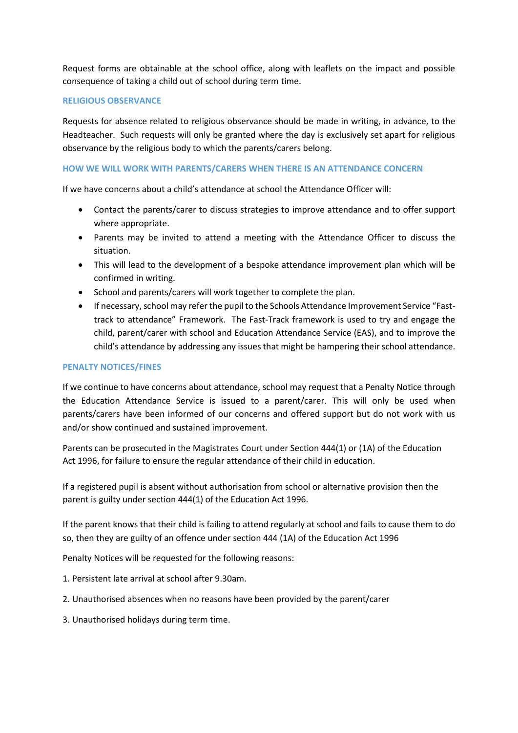Request forms are obtainable at the school office, along with leaflets on the impact and possible consequence of taking a child out of school during term time.

### RELIGIOUS OBSERVANCE

Requests for absence related to religious observance should be made in writing, in advance, to the Headteacher. Such requests will only be granted where the day is exclusively set apart for religious observance by the religious body to which the parents/carers belong.

### HOW WE WILL WORK WITH PARENTS/CARERS WHEN THERE IS AN ATTENDANCE CONCERN

If we have concerns about a child's attendance at school the Attendance Officer will:

- Contact the parents/carer to discuss strategies to improve attendance and to offer support where appropriate.
- Parents may be invited to attend a meeting with the Attendance Officer to discuss the situation.
- This will lead to the development of a bespoke attendance improvement plan which will be confirmed in writing.
- School and parents/carers will work together to complete the plan.
- If necessary, school may refer the pupil to the Schools Attendance Improvement Service "Fast-track to attendance" Framework. The Fast-Track framework is used to try and engage the child, parent/carer with school and Education Attendance Service (EAS), and to improve the child's attendance by addressing any issues that might be hampering their school attendance.

### PENALTY NOTICES/FINES

If we continue to have concerns about attendance, school may request that a Penalty Notice through the Education Attendance Service is issued to a parent/carer. This will only be used when parents/carers have been informed of our concerns and offered support but do not work with us and/or show continued and sustained improvement.

Parents can be prosecuted in the Magistrates Court under Section 444(1) or (1A) of the Education Act 1996, for failure to ensure the regular attendance of their child in education.

If a registered pupil is absent without authorisation from school or alternative provision then the parent is guilty under section 444(1) of the Education Act 1996.

If the parent knows that their child is failing to attend regularly at school and fails to cause them to do so, then they are guilty of an offence under section 444 (1A) of the Education Act 1996

Penalty Notices will be requested for the following reasons:

1. Persistent late arrival at school after 9.30am.
2. Unauthorised absences when no reasons have been provided by the parent/carer
3. Unauthorised holidays during term time.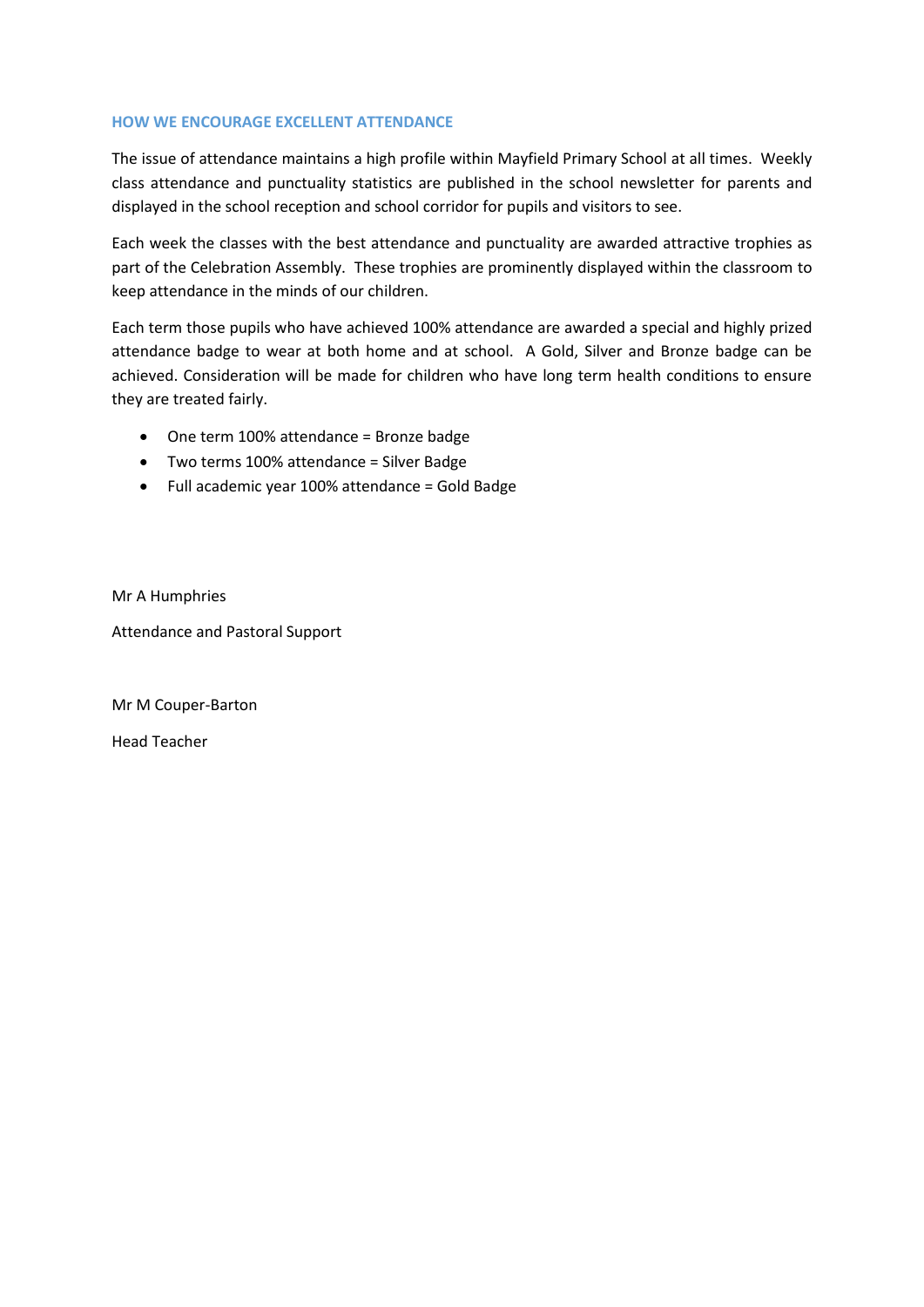## HOW WE ENCOURAGE EXCELLENT ATTENDANCE

The issue of attendance maintains a high profile within Mayfield Primary School at all times. Weekly class attendance and punctuality statistics are published in the school newsletter for parents and displayed in the school reception and school corridor for pupils and visitors to see.

Each week the classes with the best attendance and punctuality are awarded attractive trophies as part of the Celebration Assembly. These trophies are prominently displayed within the classroom to keep attendance in the minds of our children.

Each term those pupils who have achieved 100% attendance are awarded a special and highly prized attendance badge to wear at both home and at school. A Gold, Silver and Bronze badge can be achieved. Consideration will be made for children who have long term health conditions to ensure they are treated fairly.

- One term 100% attendance = Bronze badge
- Two terms 100% attendance = Silver Badge
- Full academic year 100% attendance = Gold Badge

Mr A Humphries

Attendance and Pastoral Support

Mr M Couper-Barton

Head Teacher